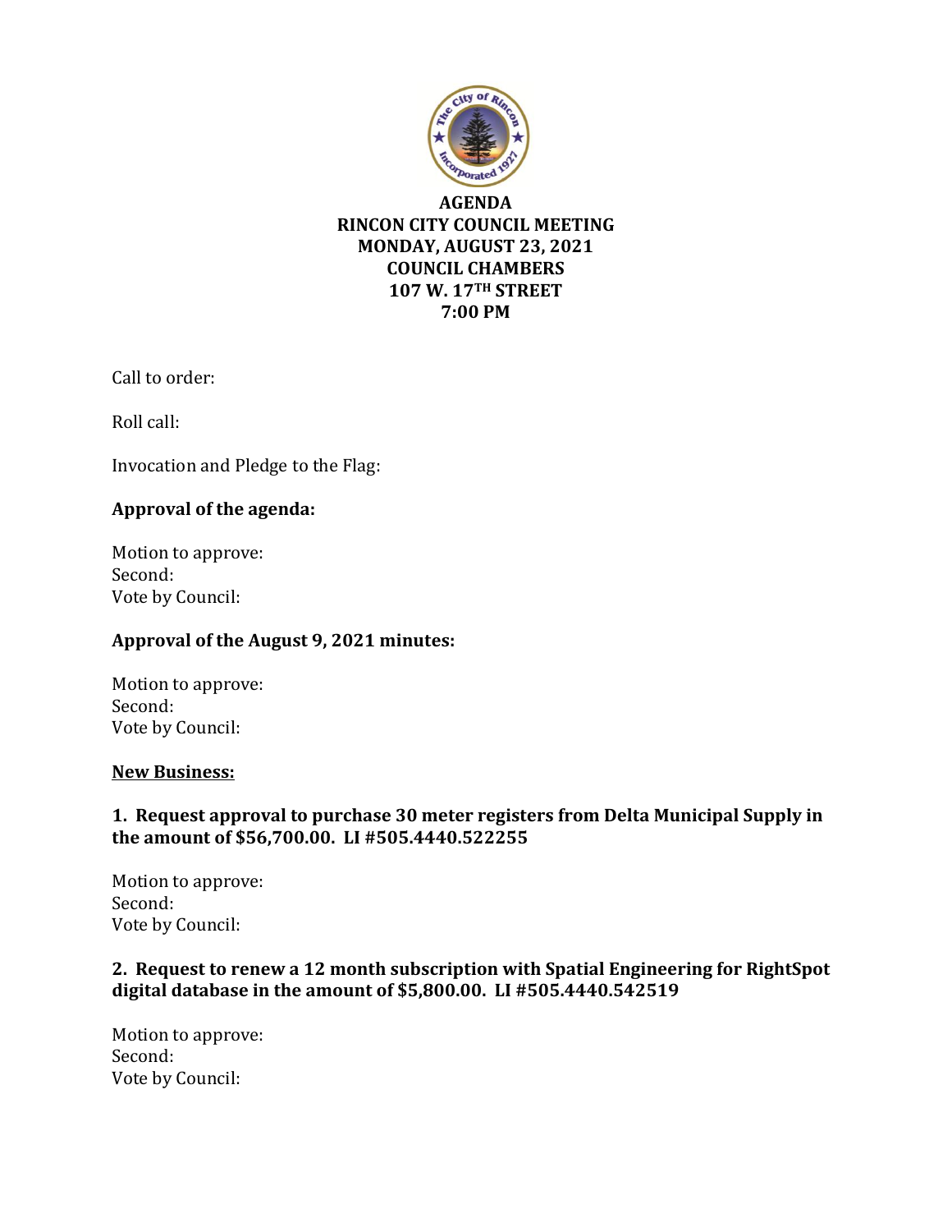# AGENDA
## RINCON CITY COUNCIL MEETING
## MONDAY, AUGUST 23, 2021
## COUNCIL CHAMBERS
## 107 W. 17TH STREET
## 7:00 PM

Call to order:

Roll call:

Invocation and Pledge to the Flag:

**Approval of the agenda:**

Motion to approve:
Second:
Vote by Council:

**Approval of the August 9, 2021 minutes:**

Motion to approve:
Second:
Vote by Council:

**New Business:**

**1. Request approval to purchase 30 meter registers from Delta Municipal Supply in the amount of $56,700.00. LI #505.4440.522255**

Motion to approve:
Second:
Vote by Council:

**2. Request to renew a 12 month subscription with Spatial Engineering for RightSpot digital database in the amount of $5,800.00. LI #505.4440.542519**

Motion to approve:
Second:
Vote by Council: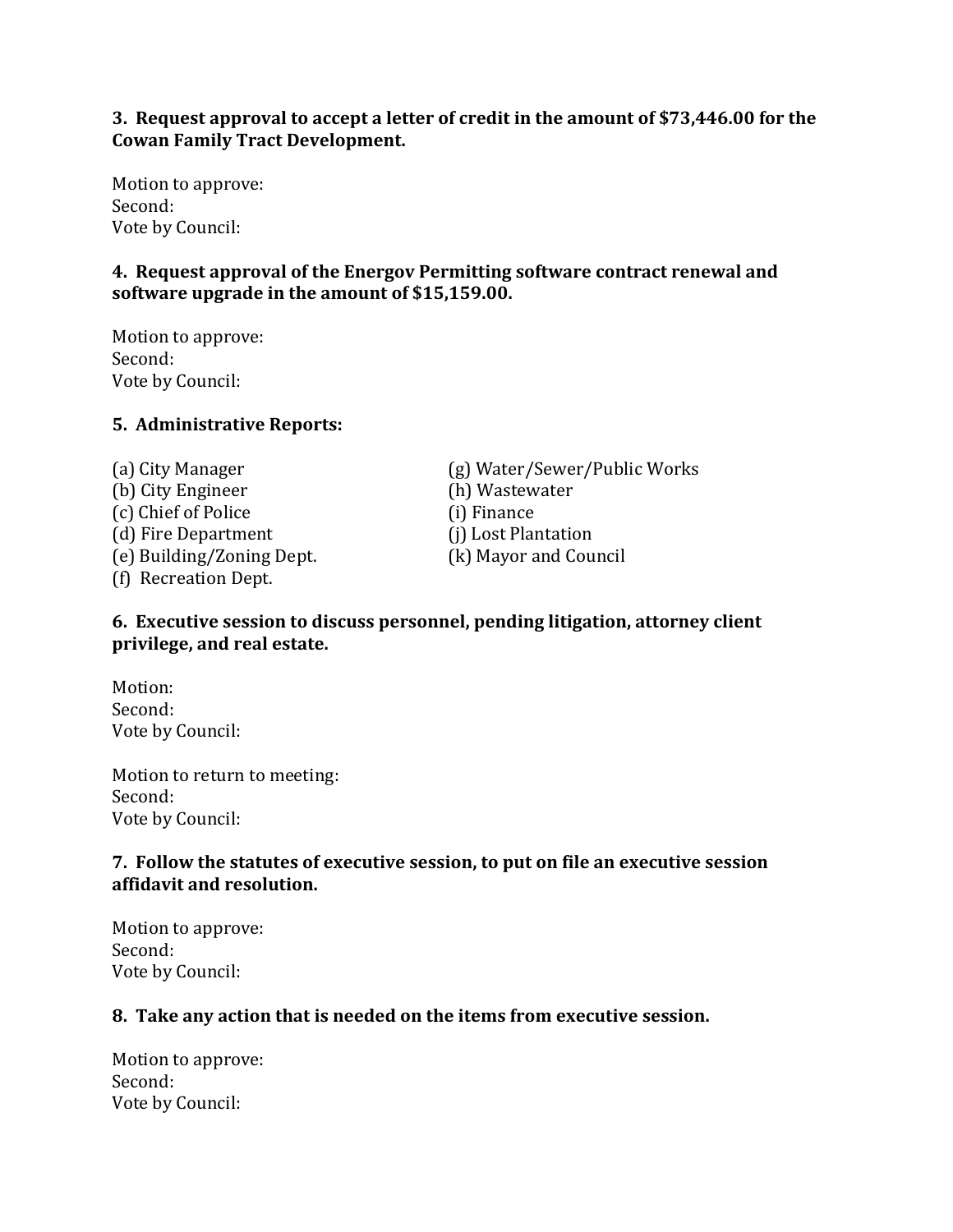**3. Request approval to accept a letter of credit in the amount of $73,446.00 for the Cowan Family Tract Development.**

Motion to approve:
Second:
Vote by Council:

**4. Request approval of the Energov Permitting software contract renewal and software upgrade in the amount of $15,159.00.**

Motion to approve:
Second:
Vote by Council:

**5. Administrative Reports:**

(a) City Manager
(b) City Engineer
(c) Chief of Police
(d) Fire Department
(e) Building/Zoning Dept.
(f) Recreation Dept.
(g) Water/Sewer/Public Works
(h) Wastewater
(i) Finance
(j) Lost Plantation
(k) Mayor and Council

**6. Executive session to discuss personnel, pending litigation, attorney client privilege, and real estate.**

Motion:
Second:
Vote by Council:

Motion to return to meeting:
Second:
Vote by Council:

**7. Follow the statutes of executive session, to put on file an executive session affidavit and resolution.**

Motion to approve:
Second:
Vote by Council:

**8. Take any action that is needed on the items from executive session.**

Motion to approve:
Second:
Vote by Council: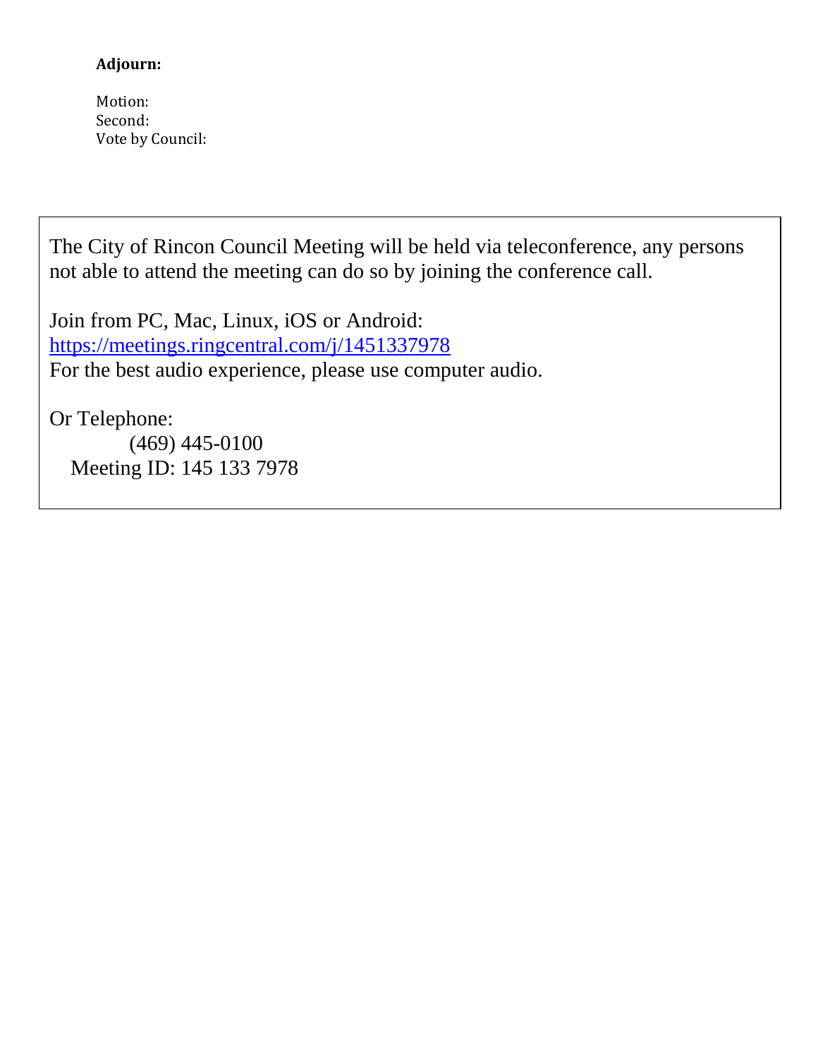**Adjourn:**

Motion:
Second:
Vote by Council:

The City of Rincon Council Meeting will be held via teleconference, any persons not able to attend the meeting can do so by joining the conference call.

Join from PC, Mac, Linux, iOS or Android:
https://meetings.ringcentral.com/j/1451337978
For the best audio experience, please use computer audio.

Or Telephone:
(469) 445-0100
Meeting ID: 145 133 7978